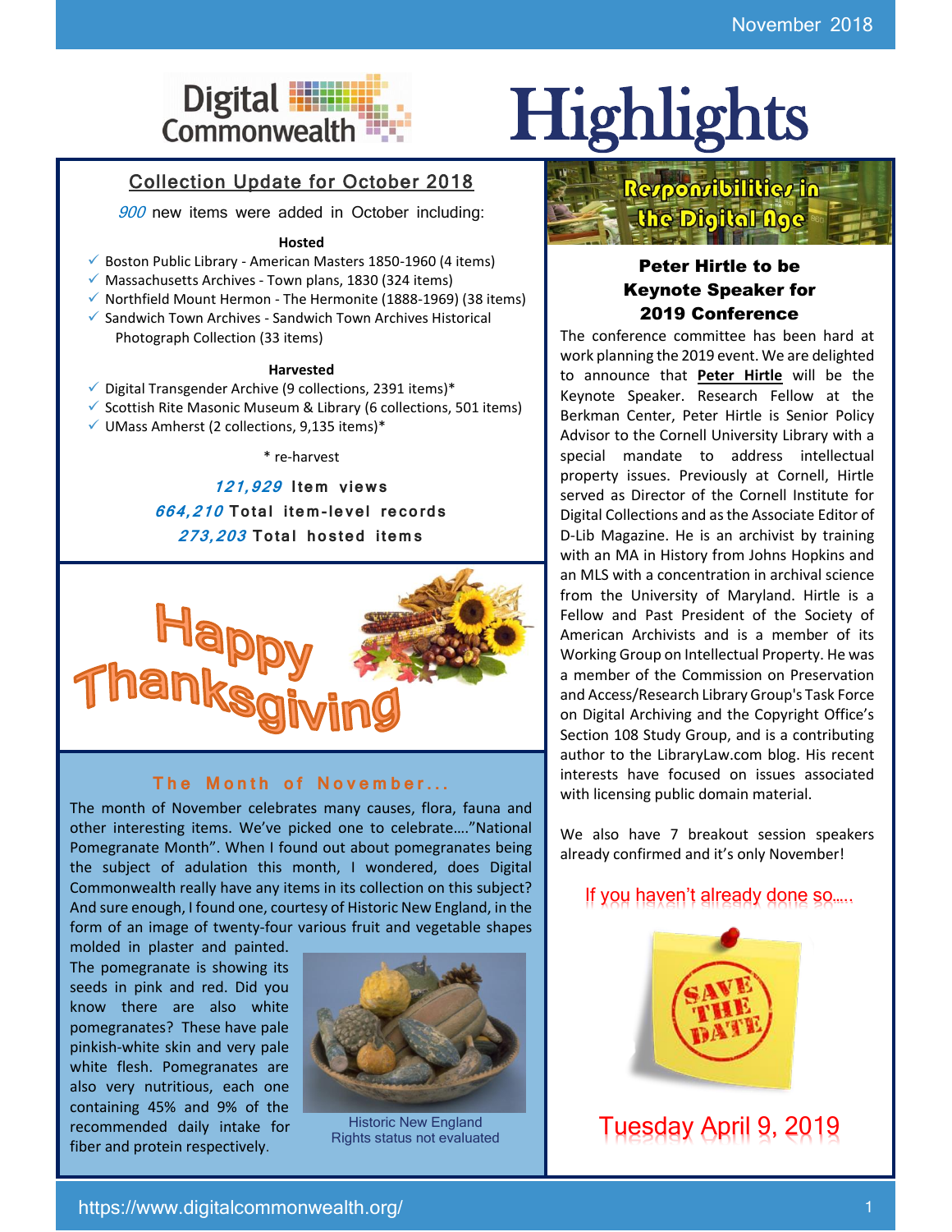# Digital Commonwealth Highlights

November 2018

## Collection Update for October 2018

*900* new items were added in October including:

**Hosted**

- ✓ Boston Public Library - American Masters 1850-1960 (4 items)
- ✓ Massachusetts Archives - Town plans, 1830 (324 items)
- ✓ Northfield Mount Hermon - The Hermonite (1888-1969) (38 items)
- ✓ Sandwich Town Archives - Sandwich Town Archives Historical Photograph Collection (33 items)

**Harvested**

- ✓ Digital Transgender Archive (9 collections, 2391 items)*
- ✓ Scottish Rite Masonic Museum & Library (6 collections, 501 items)
- ✓ UMass Amherst (2 collections, 9,135 items)*

\* re-harvest

***121,929*** **Item views**

***664,210*** **Total item-level records**

***273,203*** **Total hosted items**

Happy Thanksgiving

### The Month of November...

The month of November celebrates many causes, flora, fauna and other interesting items. We've picked one to celebrate...."National Pomegranate Month". When I found out about pomegranates being the subject of adulation this month, I wondered, does Digital Commonwealth really have any items in its collection on this subject? And sure enough, I found one, courtesy of Historic New England, in the form of an image of twenty-four various fruit and vegetable shapes molded in plaster and painted. The pomegranate is showing its seeds in pink and red. Did you know there are also white pomegranates? These have pale pinkish-white skin and very pale white flesh. Pomegranates are also very nutritious, each one containing 45% and 9% of the recommended daily intake for fiber and protein respectively.

Historic New England
Rights status not evaluated

## Responsibilities in the Digital Age

### Peter Hirtle to be Keynote Speaker for 2019 Conference

The conference committee has been hard at work planning the 2019 event. We are delighted to announce that **Peter Hirtle** will be the Keynote Speaker. Research Fellow at the Berkman Center, Peter Hirtle is Senior Policy Advisor to the Cornell University Library with a special mandate to address intellectual property issues. Previously at Cornell, Hirtle served as Director of the Cornell Institute for Digital Collections and as the Associate Editor of D-Lib Magazine. He is an archivist by training with an MA in History from Johns Hopkins and an MLS with a concentration in archival science from the University of Maryland. Hirtle is a Fellow and Past President of the Society of American Archivists and is a member of its Working Group on Intellectual Property. He was a member of the Commission on Preservation and Access/Research Library Group's Task Force on Digital Archiving and the Copyright Office's Section 108 Study Group, and is a contributing author to the LibraryLaw.com blog. His recent interests have focused on issues associated with licensing public domain material.

We also have 7 breakout session speakers already confirmed and it's only November!

If you haven't already done so.....

SAVE THE DATE

Tuesday April 9, 2019

https://www.digitalcommonwealth.org/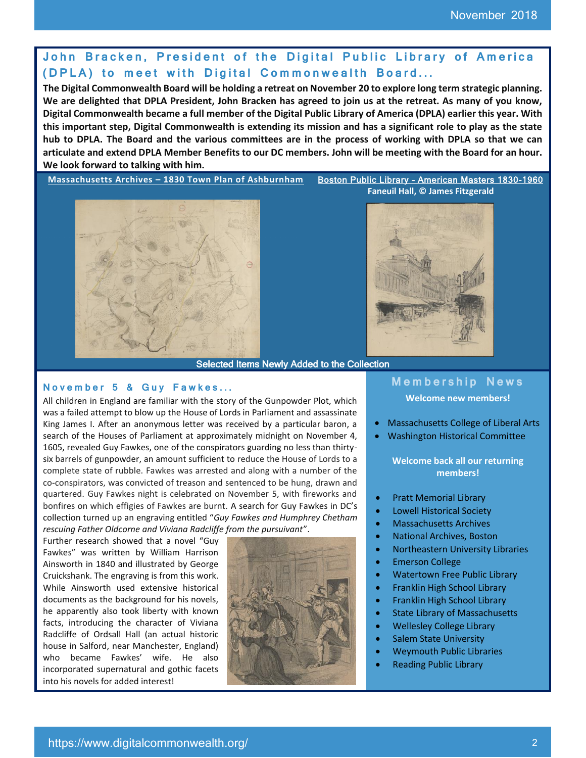## John Bracken, President of the Digital Public Library of America (DPLA) to meet with Digital Commonwealth Board...

**The Digital Commonwealth Board will be holding a retreat on November 20 to explore long term strategic planning. We are delighted that DPLA President, John Bracken has agreed to join us at the retreat. As many of you know, Digital Commonwealth became a full member of the Digital Public Library of America (DPLA) earlier this year. With this important step, Digital Commonwealth is extending its mission and has a significant role to play as the state hub to DPLA. The Board and the various committees are in the process of working with DPLA so that we can articulate and extend DPLA Member Benefits to our DC members. John will be meeting with the Board for an hour. We look forward to talking with him.**

**Massachusetts Archives – 1830 Town Plan of Ashburnham**

**Boston Public Library - American Masters 1830-1960**
**Faneuil Hall, © James Fitzgerald**

Selected Items Newly Added to the Collection

## November 5 & Guy Fawkes...

All children in England are familiar with the story of the Gunpowder Plot, which was a failed attempt to blow up the House of Lords in Parliament and assassinate King James I. After an anonymous letter was received by a particular baron, a search of the Houses of Parliament at approximately midnight on November 4, 1605, revealed Guy Fawkes, one of the conspirators guarding no less than thirty-six barrels of gunpowder, an amount sufficient to reduce the House of Lords to a complete state of rubble. Fawkes was arrested and along with a number of the co-conspirators, was convicted of treason and sentenced to be hung, drawn and quartered. Guy Fawkes night is celebrated on November 5, with fireworks and bonfires on which effigies of Fawkes are burnt. A search for Guy Fawkes in DC's collection turned up an engraving entitled "*Guy Fawkes and Humphrey Chetham rescuing Father Oldcorne and Viviana Radcliffe from the pursuivant*".

Further research showed that a novel "Guy Fawkes" was written by William Harrison Ainsworth in 1840 and illustrated by George Cruickshank. The engraving is from this work. While Ainsworth used extensive historical documents as the background for his novels, he apparently also took liberty with known facts, introducing the character of Viviana Radcliffe of Ordsall Hall (an actual historic house in Salford, near Manchester, England) who became Fawkes' wife. He also incorporated supernatural and gothic facets into his novels for added interest!

## Membership News

**Welcome new members!**

- Massachusetts College of Liberal Arts
- Washington Historical Committee

**Welcome back all our returning members!**

- Pratt Memorial Library
- Lowell Historical Society
- Massachusetts Archives
- National Archives, Boston
- Northeastern University Libraries
- Emerson College
- Watertown Free Public Library
- Franklin High School Library
- Franklin High School Library
- State Library of Massachusetts
- Wellesley College Library
- Salem State University
- Weymouth Public Libraries
- Reading Public Library